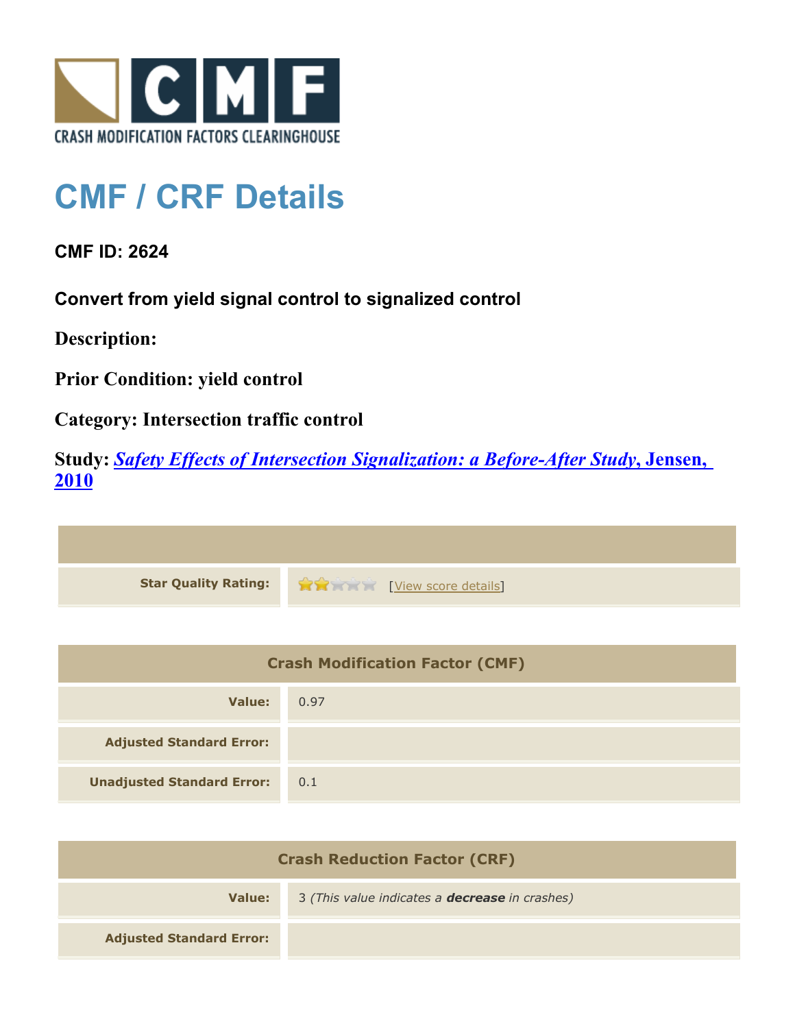CRASH MODIFICATION FACTORS CLEARINGHOUSE

# CMF / CRF Details

**CMF ID: 2624**

**Convert from yield signal control to signalized control**

**Description:**

**Prior Condition: yield control**

**Category: Intersection traffic control**

**Study: *Safety Effects of Intersection Signalization: a Before-After Study*, Jensen, 2010**

| | |
|---|---|
| **Star Quality Rating:** | 2 of 5 stars [View score details] |

| Crash Modification Factor (CMF) | |
|---|---|
| **Value:** | 0.97 |
| **Adjusted Standard Error:** | |
| **Unadjusted Standard Error:** | 0.1 |

| Crash Reduction Factor (CRF) | |
|---|---|
| **Value:** | 3 *(This value indicates a **decrease** in crashes)* |
| **Adjusted Standard Error:** | |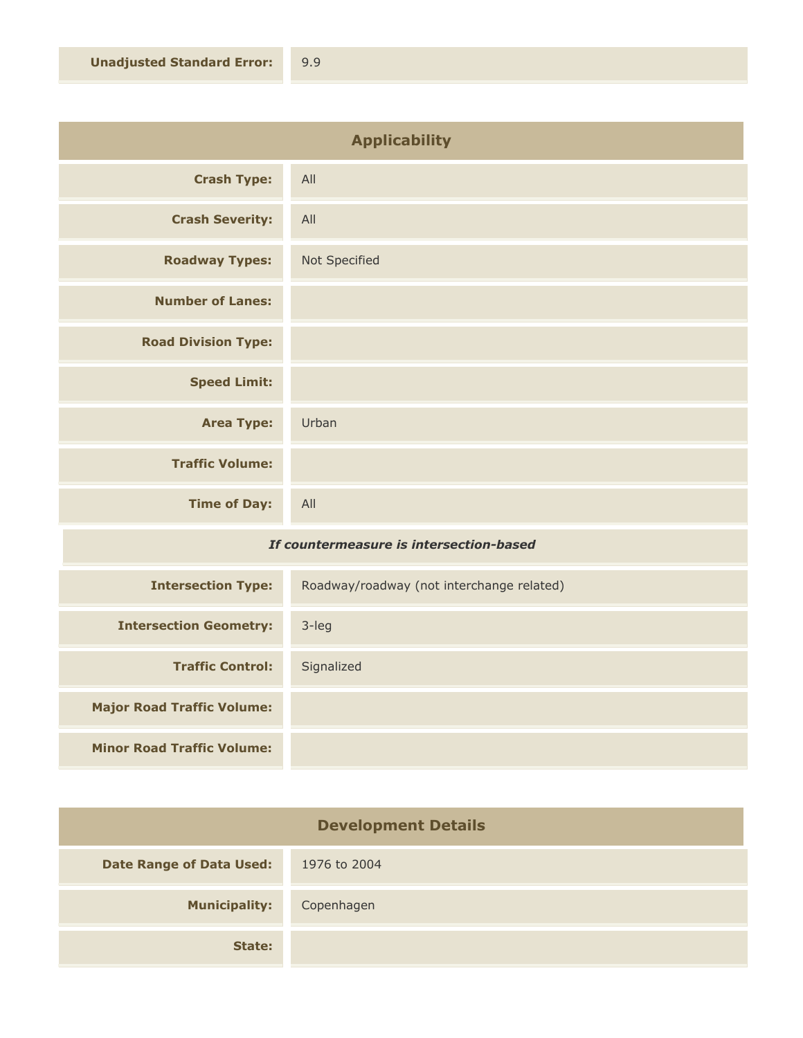| | |
|---|---|
| **Unadjusted Standard Error:** | 9.9 |

## Applicability

| | |
|---|---|
| **Crash Type:** | All |
| **Crash Severity:** | All |
| **Roadway Types:** | Not Specified |
| **Number of Lanes:** | |
| **Road Division Type:** | |
| **Speed Limit:** | |
| **Area Type:** | Urban |
| **Traffic Volume:** | |
| **Time of Day:** | All |

***If countermeasure is intersection-based***

| | |
|---|---|
| **Intersection Type:** | Roadway/roadway (not interchange related) |
| **Intersection Geometry:** | 3-leg |
| **Traffic Control:** | Signalized |
| **Major Road Traffic Volume:** | |
| **Minor Road Traffic Volume:** | |

## Development Details

| | |
|---|---|
| **Date Range of Data Used:** | 1976 to 2004 |
| **Municipality:** | Copenhagen |
| **State:** | |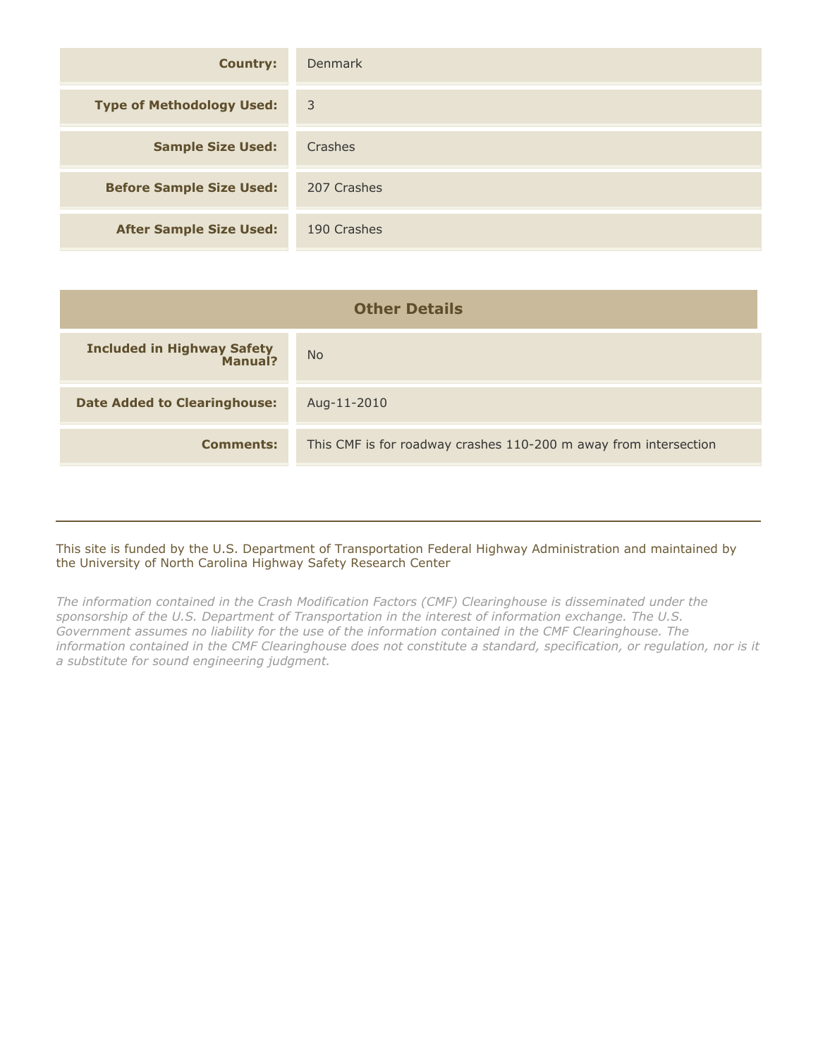| | |
|---|---|
| **Country:** | Denmark |
| **Type of Methodology Used:** | 3 |
| **Sample Size Used:** | Crashes |
| **Before Sample Size Used:** | 207 Crashes |
| **After Sample Size Used:** | 190 Crashes |

## Other Details

| | |
|---|---|
| **Included in Highway Safety Manual?** | No |
| **Date Added to Clearinghouse:** | Aug-11-2010 |
| **Comments:** | This CMF is for roadway crashes 110-200 m away from intersection |

---

This site is funded by the U.S. Department of Transportation Federal Highway Administration and maintained by the University of North Carolina Highway Safety Research Center

*The information contained in the Crash Modification Factors (CMF) Clearinghouse is disseminated under the sponsorship of the U.S. Department of Transportation in the interest of information exchange. The U.S. Government assumes no liability for the use of the information contained in the CMF Clearinghouse. The information contained in the CMF Clearinghouse does not constitute a standard, specification, or regulation, nor is it a substitute for sound engineering judgment.*